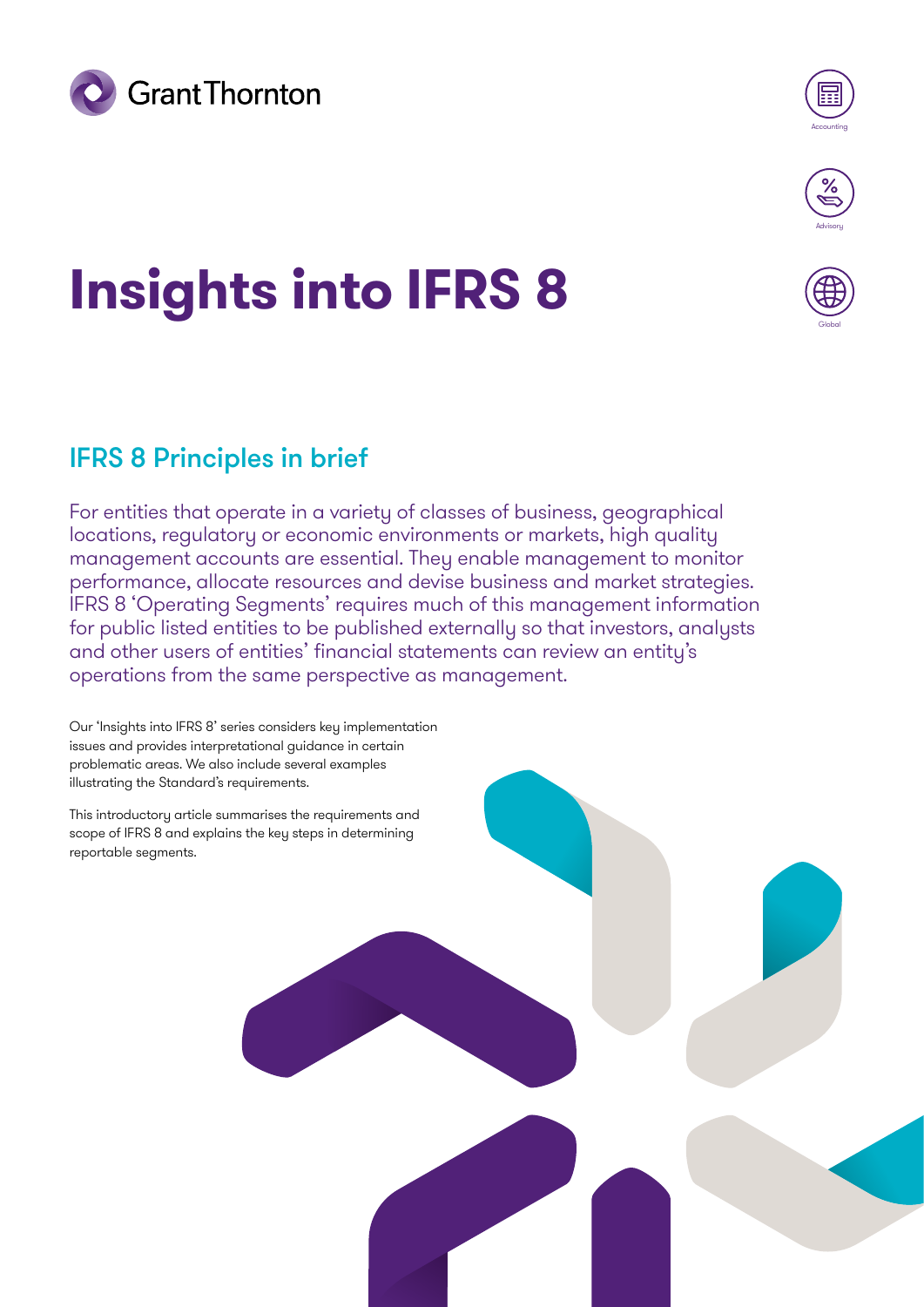# Insights into IFRS 8

## IFRS 8 Principles in brief

For entities that operate in a variety of classes of business, geographical locations, regulatory or economic environments or markets, high quality management accounts are essential. They enable management to monitor performance, allocate resources and devise business and market strategies. IFRS 8 'Operating Segments' requires much of this management information for public listed entities to be published externally so that investors, analysts and other users of entities' financial statements can review an entity's operations from the same perspective as management.

Our 'Insights into IFRS 8' series considers key implementation issues and provides interpretational guidance in certain problematic areas. We also include several examples illustrating the Standard's requirements.

This introductory article summarises the requirements and scope of IFRS 8 and explains the key steps in determining reportable segments.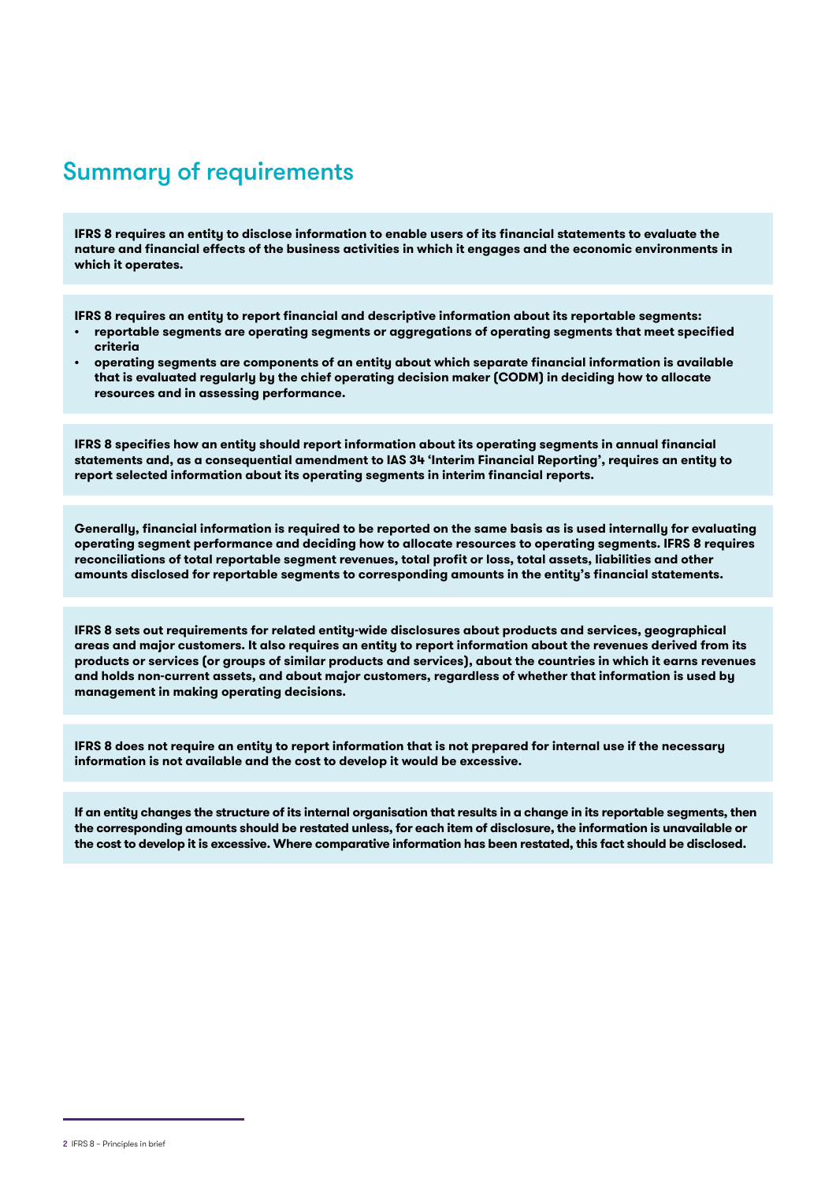## Summary of requirements

**IFRS 8 requires an entity to disclose information to enable users of its financial statements to evaluate the nature and financial effects of the business activities in which it engages and the economic environments in which it operates.**

**IFRS 8 requires an entity to report financial and descriptive information about its reportable segments:**

- **reportable segments are operating segments or aggregations of operating segments that meet specified criteria**
- **operating segments are components of an entity about which separate financial information is available that is evaluated regularly by the chief operating decision maker (CODM) in deciding how to allocate resources and in assessing performance.**

**IFRS 8 specifies how an entity should report information about its operating segments in annual financial statements and, as a consequential amendment to IAS 34 'Interim Financial Reporting', requires an entity to report selected information about its operating segments in interim financial reports.**

**Generally, financial information is required to be reported on the same basis as is used internally for evaluating operating segment performance and deciding how to allocate resources to operating segments. IFRS 8 requires reconciliations of total reportable segment revenues, total profit or loss, total assets, liabilities and other amounts disclosed for reportable segments to corresponding amounts in the entity's financial statements.**

**IFRS 8 sets out requirements for related entity-wide disclosures about products and services, geographical areas and major customers. It also requires an entity to report information about the revenues derived from its products or services (or groups of similar products and services), about the countries in which it earns revenues and holds non-current assets, and about major customers, regardless of whether that information is used by management in making operating decisions.**

**IFRS 8 does not require an entity to report information that is not prepared for internal use if the necessary information is not available and the cost to develop it would be excessive.**

**If an entity changes the structure of its internal organisation that results in a change in its reportable segments, then the corresponding amounts should be restated unless, for each item of disclosure, the information is unavailable or the cost to develop it is excessive. Where comparative information has been restated, this fact should be disclosed.**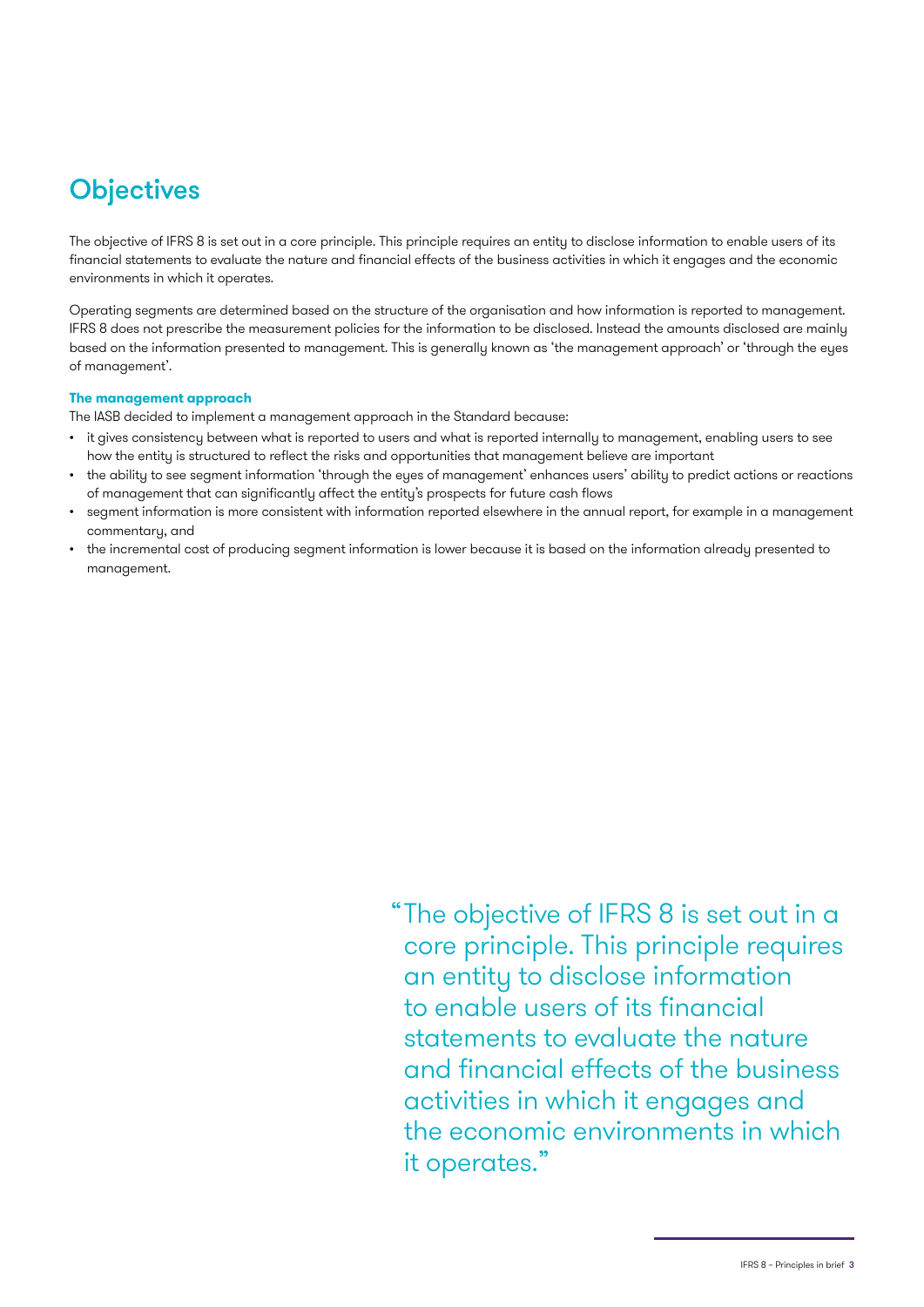## Objectives

The objective of IFRS 8 is set out in a core principle. This principle requires an entity to disclose information to enable users of its financial statements to evaluate the nature and financial effects of the business activities in which it engages and the economic environments in which it operates.

Operating segments are determined based on the structure of the organisation and how information is reported to management. IFRS 8 does not prescribe the measurement policies for the information to be disclosed. Instead the amounts disclosed are mainly based on the information presented to management. This is generally known as 'the management approach' or 'through the eyes of management'.

**The management approach**

The IASB decided to implement a management approach in the Standard because:

- it gives consistency between what is reported to users and what is reported internally to management, enabling users to see how the entity is structured to reflect the risks and opportunities that management believe are important
- the ability to see segment information 'through the eyes of management' enhances users' ability to predict actions or reactions of management that can significantly affect the entity's prospects for future cash flows
- segment information is more consistent with information reported elsewhere in the annual report, for example in a management commentary, and
- the incremental cost of producing segment information is lower because it is based on the information already presented to management.

> "The objective of IFRS 8 is set out in a core principle. This principle requires an entity to disclose information to enable users of its financial statements to evaluate the nature and financial effects of the business activities in which it engages and the economic environments in which it operates."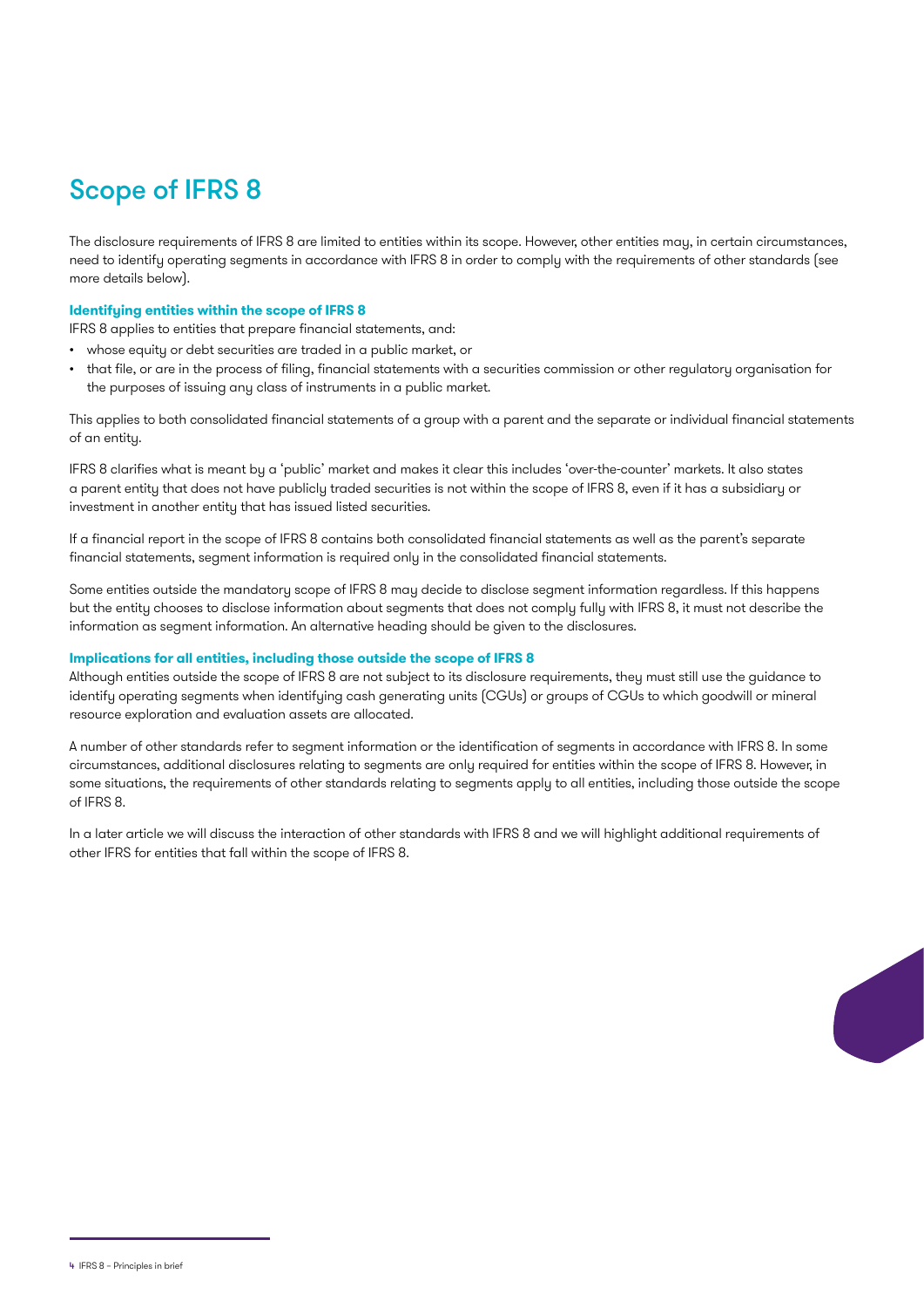# Scope of IFRS 8

The disclosure requirements of IFRS 8 are limited to entities within its scope. However, other entities may, in certain circumstances, need to identify operating segments in accordance with IFRS 8 in order to comply with the requirements of other standards (see more details below).

### Identifying entities within the scope of IFRS 8

IFRS 8 applies to entities that prepare financial statements, and:

- whose equity or debt securities are traded in a public market, or
- that file, or are in the process of filing, financial statements with a securities commission or other regulatory organisation for the purposes of issuing any class of instruments in a public market.

This applies to both consolidated financial statements of a group with a parent and the separate or individual financial statements of an entity.

IFRS 8 clarifies what is meant by a 'public' market and makes it clear this includes 'over-the-counter' markets. It also states a parent entity that does not have publicly traded securities is not within the scope of IFRS 8, even if it has a subsidiary or investment in another entity that has issued listed securities.

If a financial report in the scope of IFRS 8 contains both consolidated financial statements as well as the parent's separate financial statements, segment information is required only in the consolidated financial statements.

Some entities outside the mandatory scope of IFRS 8 may decide to disclose segment information regardless. If this happens but the entity chooses to disclose information about segments that does not comply fully with IFRS 8, it must not describe the information as segment information. An alternative heading should be given to the disclosures.

### Implications for all entities, including those outside the scope of IFRS 8

Although entities outside the scope of IFRS 8 are not subject to its disclosure requirements, they must still use the guidance to identify operating segments when identifying cash generating units (CGUs) or groups of CGUs to which goodwill or mineral resource exploration and evaluation assets are allocated.

A number of other standards refer to segment information or the identification of segments in accordance with IFRS 8. In some circumstances, additional disclosures relating to segments are only required for entities within the scope of IFRS 8. However, in some situations, the requirements of other standards relating to segments apply to all entities, including those outside the scope of IFRS 8.

In a later article we will discuss the interaction of other standards with IFRS 8 and we will highlight additional requirements of other IFRS for entities that fall within the scope of IFRS 8.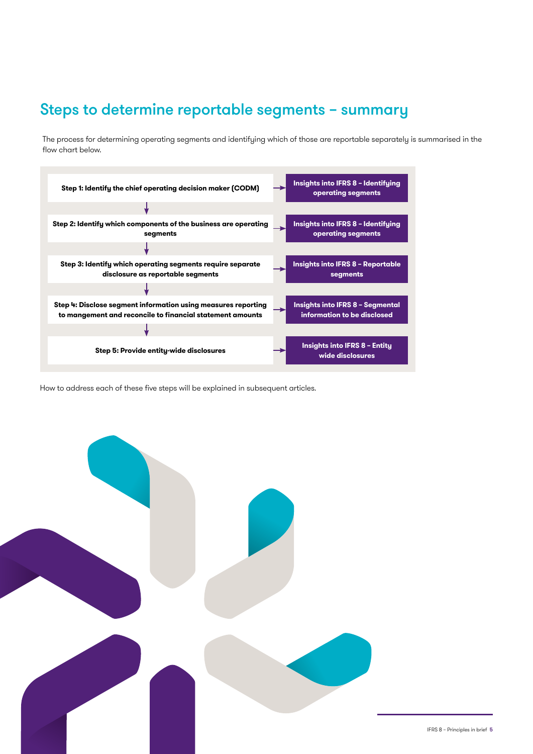## Steps to determine reportable segments – summary

The process for determining operating segments and identifying which of those are reportable separately is summarised in the flow chart below.

| Step | Reference |
| --- | --- |
| **Step 1: Identify the chief operating decision maker (CODM)** | **Insights into IFRS 8 – Identifying operating segments** |
| **Step 2: Identify which components of the business are operating segments** | **Insights into IFRS 8 – Identifying operating segments** |
| **Step 3: Identify which operating segments require separate disclosure as reportable segments** | **Insights into IFRS 8 – Reportable segments** |
| **Step 4: Disclose segment information using measures reporting to mangement and reconcile to financial statement amounts** | **Insights into IFRS 8 – Segmental information to be disclosed** |
| **Step 5: Provide entity-wide disclosures** | **Insights into IFRS 8 – Entity wide disclosures** |

How to address each of these five steps will be explained in subsequent articles.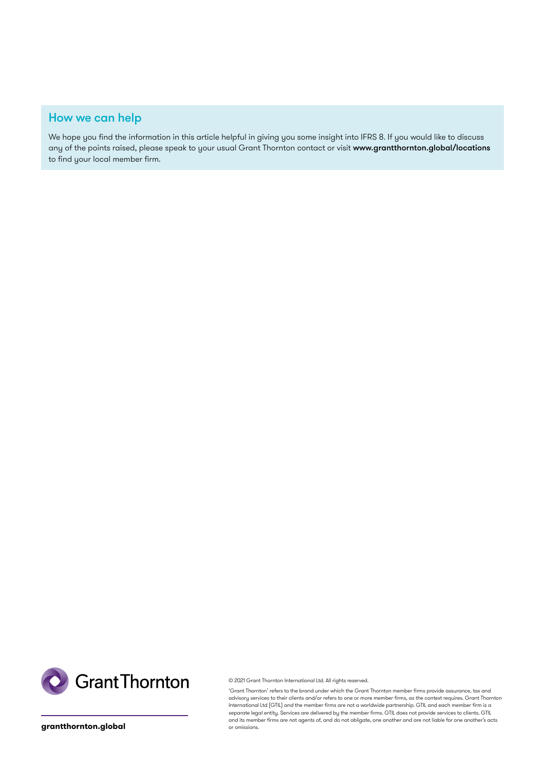## How we can help

We hope you find the information in this article helpful in giving you some insight into IFRS 8. If you would like to discuss any of the points raised, please speak to your usual Grant Thornton contact or visit **www.grantthornton.global/locations** to find your local member firm.

Grant Thornton

**grantthornton.global**

© 2021 Grant Thornton International Ltd. All rights reserved.

'Grant Thornton' refers to the brand under which the Grant Thornton member firms provide assurance, tax and advisory services to their clients and/or refers to one or more member firms, as the context requires. Grant Thornton International Ltd (GTIL) and the member firms are not a worldwide partnership. GTIL and each member firm is a separate legal entity. Services are delivered by the member firms. GTIL does not provide services to clients. GTIL and its member firms are not agents of, and do not obligate, one another and are not liable for one another's acts or omissions.